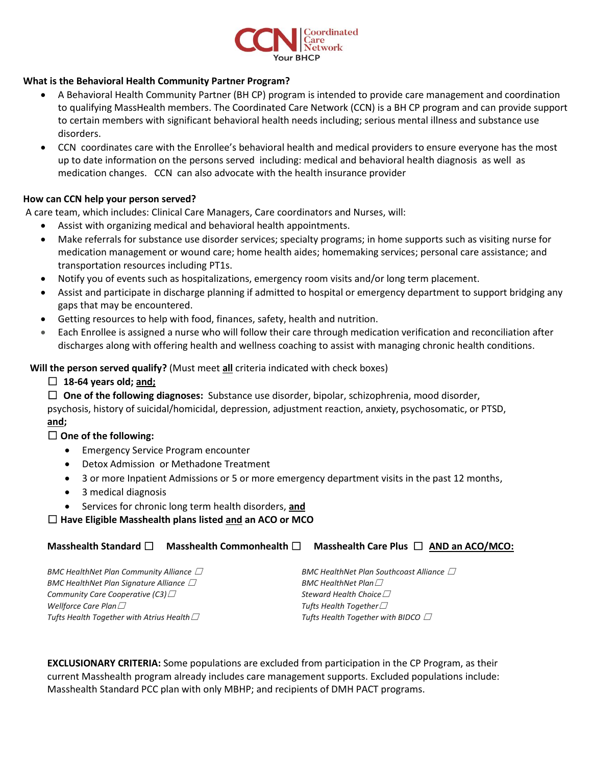CCN Coordinated Care Network
Your BHCP

**What is the Behavioral Health Community Partner Program?**

- A Behavioral Health Community Partner (BH CP) program is intended to provide care management and coordination to qualifying MassHealth members. The Coordinated Care Network (CCN) is a BH CP program and can provide support to certain members with significant behavioral health needs including; serious mental illness and substance use disorders.
- CCN coordinates care with the Enrollee's behavioral health and medical providers to ensure everyone has the most up to date information on the persons served including: medical and behavioral health diagnosis as well as medication changes. CCN can also advocate with the health insurance provider

**How can CCN help your person served?**

A care team, which includes: Clinical Care Managers, Care coordinators and Nurses, will:

- Assist with organizing medical and behavioral health appointments.
- Make referrals for substance use disorder services; specialty programs; in home supports such as visiting nurse for medication management or wound care; home health aides; homemaking services; personal care assistance; and transportation resources including PT1s.
- Notify you of events such as hospitalizations, emergency room visits and/or long term placement.
- Assist and participate in discharge planning if admitted to hospital or emergency department to support bridging any gaps that may be encountered.
- Getting resources to help with food, finances, safety, health and nutrition.
- Each Enrollee is assigned a nurse who will follow their care through medication verification and reconciliation after discharges along with offering health and wellness coaching to assist with managing chronic health conditions.

**Will the person served qualify?** (Must meet **all** criteria indicated with check boxes)

☐ **18-64 years old; and;**

☐ **One of the following diagnoses:** Substance use disorder, bipolar, schizophrenia, mood disorder, psychosis, history of suicidal/homicidal, depression, adjustment reaction, anxiety, psychosomatic, or PTSD, **and;**

☐ **One of the following:**

- Emergency Service Program encounter
- Detox Admission or Methadone Treatment
- 3 or more Inpatient Admissions or 5 or more emergency department visits in the past 12 months,
- 3 medical diagnosis
- Services for chronic long term health disorders, **and**

☐ **Have Eligible Masshealth plans listed and an ACO or MCO**

**Masshealth Standard ☐ Masshealth Commonhealth ☐ Masshealth Care Plus ☐ AND an ACO/MCO:**

*BMC HealthNet Plan Community Alliance ☐*
*BMC HealthNet Plan Signature Alliance ☐*
*Community Care Cooperative (C3) ☐*
*Wellforce Care Plan ☐*
*Tufts Health Together with Atrius Health ☐*
*BMC HealthNet Plan Southcoast Alliance ☐*
*BMC HealthNet Plan ☐*
*Steward Health Choice ☐*
*Tufts Health Together ☐*
*Tufts Health Together with BIDCO ☐*

**EXCLUSIONARY CRITERIA:** Some populations are excluded from participation in the CP Program, as their current Masshealth program already includes care management supports. Excluded populations include: Masshealth Standard PCC plan with only MBHP; and recipients of DMH PACT programs.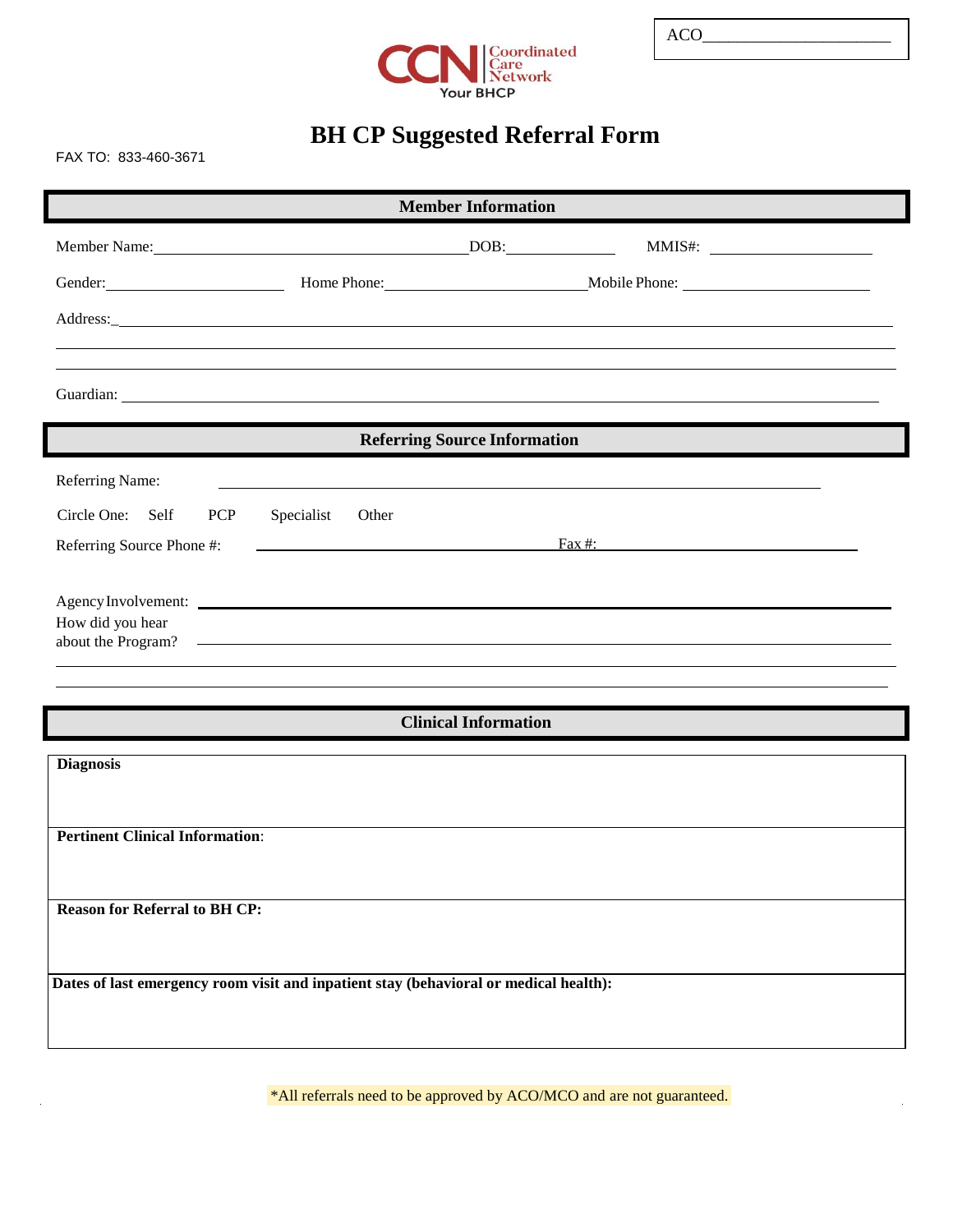ACO______________________

Coordinated Care Network
Your BHCP

# BH CP Suggested Referral Form

FAX TO: 833-460-3671

## Member Information

Member Name:______________________ DOB:____________ MMIS#: ______________

Gender:______________ Home Phone:________________ Mobile Phone: ______________

Address:____________________________________________________________

____________________________________________________________

Guardian: ____________________________________________________________

## Referring Source Information

Referring Name: ____________________________________________________________

Circle One: Self PCP Specialist Other

Referring Source Phone #: ______________________ Fax #: ______________________

Agency Involvement: ____________________________________________________________

How did you hear about the Program? ____________________________________________________________

____________________________________________________________

## Clinical Information

**Diagnosis**

**Pertinent Clinical Information**:

**Reason for Referral to BH CP:**

**Dates of last emergency room visit and inpatient stay (behavioral or medical health):**

*All referrals need to be approved by ACO/MCO and are not guaranteed.